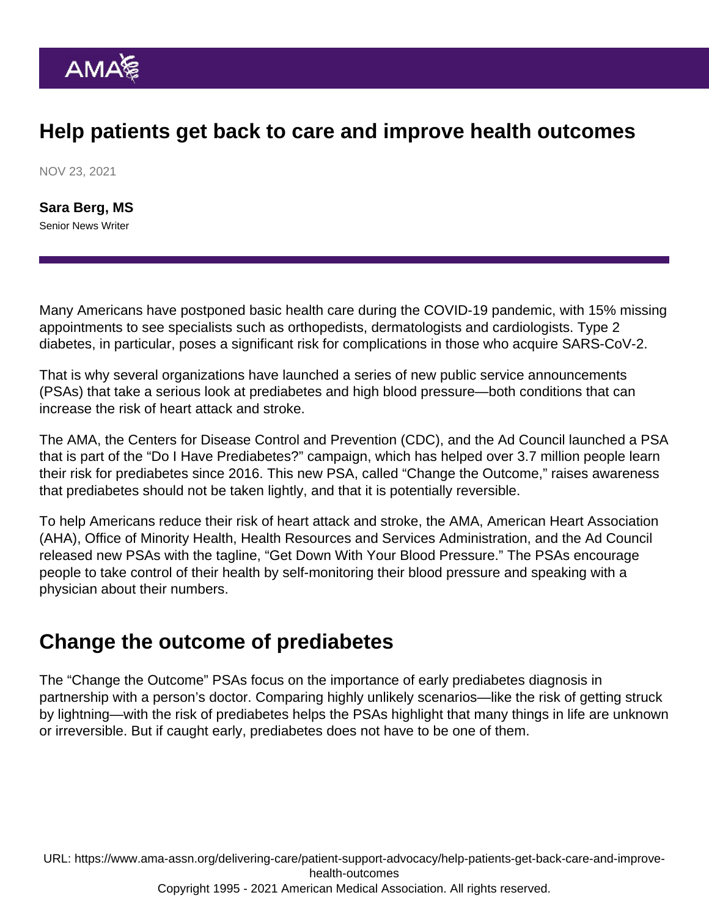# Help patients get back to care and improve health outcomes

NOV 23, 2021

**Sara Berg, MS**
Senior News Writer

Many Americans have postponed basic health care during the COVID-19 pandemic, with 15% missing appointments to see specialists such as orthopedists, dermatologists and cardiologists. Type 2 diabetes, in particular, poses a significant risk for complications in those who acquire SARS-CoV-2.

That is why several organizations have launched a series of new public service announcements (PSAs) that take a serious look at prediabetes and high blood pressure—both conditions that can increase the risk of heart attack and stroke.

The AMA, the Centers for Disease Control and Prevention (CDC), and the Ad Council launched a PSA that is part of the "Do I Have Prediabetes?" campaign, which has helped over 3.7 million people learn their risk for prediabetes since 2016. This new PSA, called "Change the Outcome," raises awareness that prediabetes should not be taken lightly, and that it is potentially reversible.

To help Americans reduce their risk of heart attack and stroke, the AMA, American Heart Association (AHA), Office of Minority Health, Health Resources and Services Administration, and the Ad Council released new PSAs with the tagline, "Get Down With Your Blood Pressure." The PSAs encourage people to take control of their health by self-monitoring their blood pressure and speaking with a physician about their numbers.

## Change the outcome of prediabetes

The "Change the Outcome" PSAs focus on the importance of early prediabetes diagnosis in partnership with a person's doctor. Comparing highly unlikely scenarios—like the risk of getting struck by lightning—with the risk of prediabetes helps the PSAs highlight that many things in life are unknown or irreversible. But if caught early, prediabetes does not have to be one of them.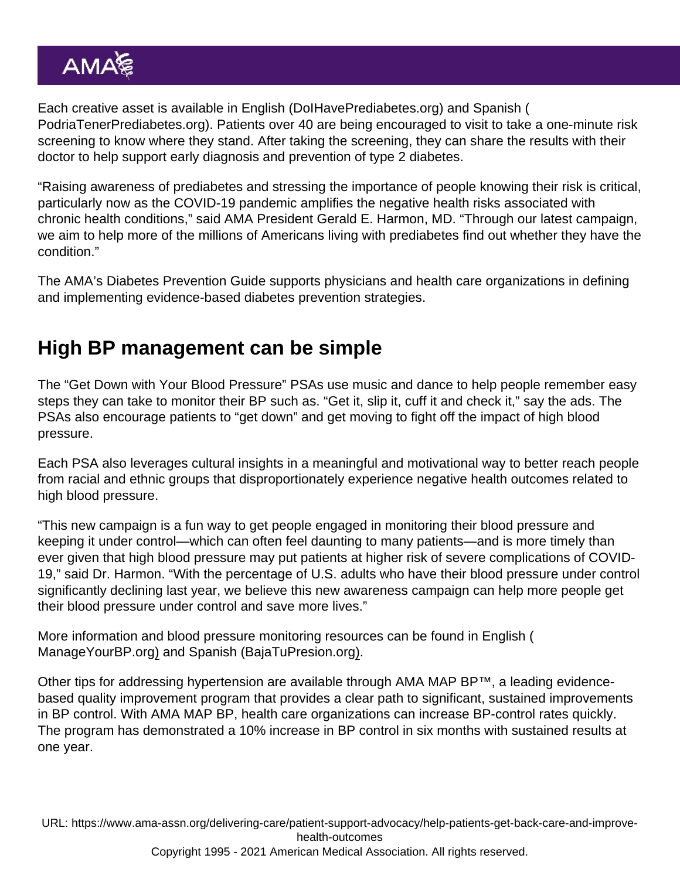Each creative asset is available in English (DoIHavePrediabetes.org) and Spanish ( PodriaTenerPrediabetes.org). Patients over 40 are being encouraged to visit to take a one-minute risk screening to know where they stand. After taking the screening, they can share the results with their doctor to help support early diagnosis and prevention of type 2 diabetes.

"Raising awareness of prediabetes and stressing the importance of people knowing their risk is critical, particularly now as the COVID-19 pandemic amplifies the negative health risks associated with chronic health conditions," said AMA President Gerald E. Harmon, MD. "Through our latest campaign, we aim to help more of the millions of Americans living with prediabetes find out whether they have the condition."

The AMA's Diabetes Prevention Guide supports physicians and health care organizations in defining and implementing evidence-based diabetes prevention strategies.

## High BP management can be simple

The "Get Down with Your Blood Pressure" PSAs use music and dance to help people remember easy steps they can take to monitor their BP such as. "Get it, slip it, cuff it and check it," say the ads. The PSAs also encourage patients to "get down" and get moving to fight off the impact of high blood pressure.

Each PSA also leverages cultural insights in a meaningful and motivational way to better reach people from racial and ethnic groups that disproportionately experience negative health outcomes related to high blood pressure.

"This new campaign is a fun way to get people engaged in monitoring their blood pressure and keeping it under control—which can often feel daunting to many patients—and is more timely than ever given that high blood pressure may put patients at higher risk of severe complications of COVID-19," said Dr. Harmon. "With the percentage of U.S. adults who have their blood pressure under control significantly declining last year, we believe this new awareness campaign can help more people get their blood pressure under control and save more lives."

More information and blood pressure monitoring resources can be found in English ( ManageYourBP.org) and Spanish (BajaTuPresion.org).

Other tips for addressing hypertension are available through AMA MAP BP™, a leading evidence-based quality improvement program that provides a clear path to significant, sustained improvements in BP control. With AMA MAP BP, health care organizations can increase BP-control rates quickly. The program has demonstrated a 10% increase in BP control in six months with sustained results at one year.